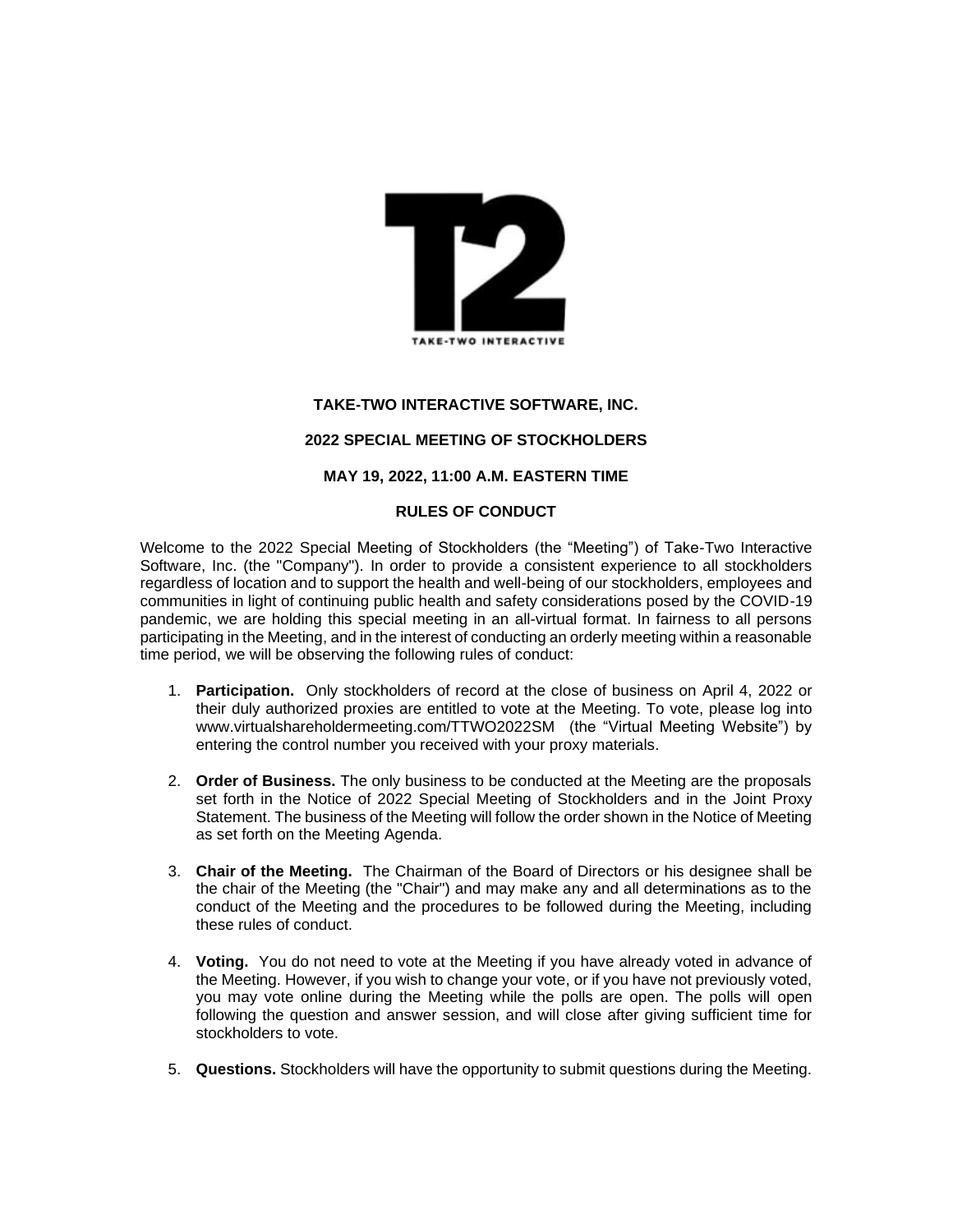TAKE-TWO INTERACTIVE

# TAKE-TWO INTERACTIVE SOFTWARE, INC.

## 2022 SPECIAL MEETING OF STOCKHOLDERS

## MAY 19, 2022, 11:00 A.M. EASTERN TIME

## RULES OF CONDUCT

Welcome to the 2022 Special Meeting of Stockholders (the "Meeting") of Take-Two Interactive Software, Inc. (the "Company"). In order to provide a consistent experience to all stockholders regardless of location and to support the health and well-being of our stockholders, employees and communities in light of continuing public health and safety considerations posed by the COVID-19 pandemic, we are holding this special meeting in an all-virtual format. In fairness to all persons participating in the Meeting, and in the interest of conducting an orderly meeting within a reasonable time period, we will be observing the following rules of conduct:

1. **Participation.** Only stockholders of record at the close of business on April 4, 2022 or their duly authorized proxies are entitled to vote at the Meeting. To vote, please log into www.virtualshareholdermeeting.com/TTWO2022SM (the "Virtual Meeting Website") by entering the control number you received with your proxy materials.

2. **Order of Business.** The only business to be conducted at the Meeting are the proposals set forth in the Notice of 2022 Special Meeting of Stockholders and in the Joint Proxy Statement. The business of the Meeting will follow the order shown in the Notice of Meeting as set forth on the Meeting Agenda.

3. **Chair of the Meeting.** The Chairman of the Board of Directors or his designee shall be the chair of the Meeting (the "Chair") and may make any and all determinations as to the conduct of the Meeting and the procedures to be followed during the Meeting, including these rules of conduct.

4. **Voting.** You do not need to vote at the Meeting if you have already voted in advance of the Meeting. However, if you wish to change your vote, or if you have not previously voted, you may vote online during the Meeting while the polls are open. The polls will open following the question and answer session, and will close after giving sufficient time for stockholders to vote.

5. **Questions.** Stockholders will have the opportunity to submit questions during the Meeting.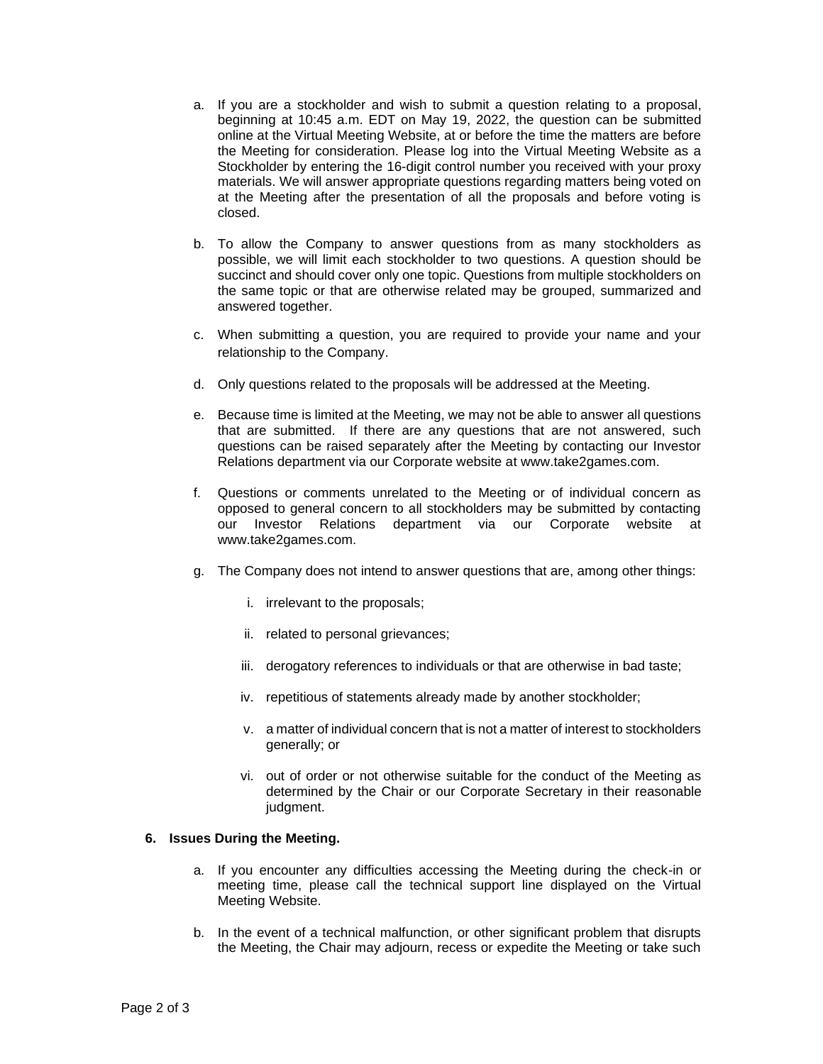a. If you are a stockholder and wish to submit a question relating to a proposal, beginning at 10:45 a.m. EDT on May 19, 2022, the question can be submitted online at the Virtual Meeting Website, at or before the time the matters are before the Meeting for consideration. Please log into the Virtual Meeting Website as a Stockholder by entering the 16-digit control number you received with your proxy materials. We will answer appropriate questions regarding matters being voted on at the Meeting after the presentation of all the proposals and before voting is closed.

b. To allow the Company to answer questions from as many stockholders as possible, we will limit each stockholder to two questions. A question should be succinct and should cover only one topic. Questions from multiple stockholders on the same topic or that are otherwise related may be grouped, summarized and answered together.

c. When submitting a question, you are required to provide your name and your relationship to the Company.

d. Only questions related to the proposals will be addressed at the Meeting.

e. Because time is limited at the Meeting, we may not be able to answer all questions that are submitted. If there are any questions that are not answered, such questions can be raised separately after the Meeting by contacting our Investor Relations department via our Corporate website at www.take2games.com.

f. Questions or comments unrelated to the Meeting or of individual concern as opposed to general concern to all stockholders may be submitted by contacting our Investor Relations department via our Corporate website at www.take2games.com.

g. The Company does not intend to answer questions that are, among other things:

   i. irrelevant to the proposals;

   ii. related to personal grievances;

   iii. derogatory references to individuals or that are otherwise in bad taste;

   iv. repetitious of statements already made by another stockholder;

   v. a matter of individual concern that is not a matter of interest to stockholders generally; or

   vi. out of order or not otherwise suitable for the conduct of the Meeting as determined by the Chair or our Corporate Secretary in their reasonable judgment.

**6. Issues During the Meeting.**

a. If you encounter any difficulties accessing the Meeting during the check-in or meeting time, please call the technical support line displayed on the Virtual Meeting Website.

b. In the event of a technical malfunction, or other significant problem that disrupts the Meeting, the Chair may adjourn, recess or expedite the Meeting or take such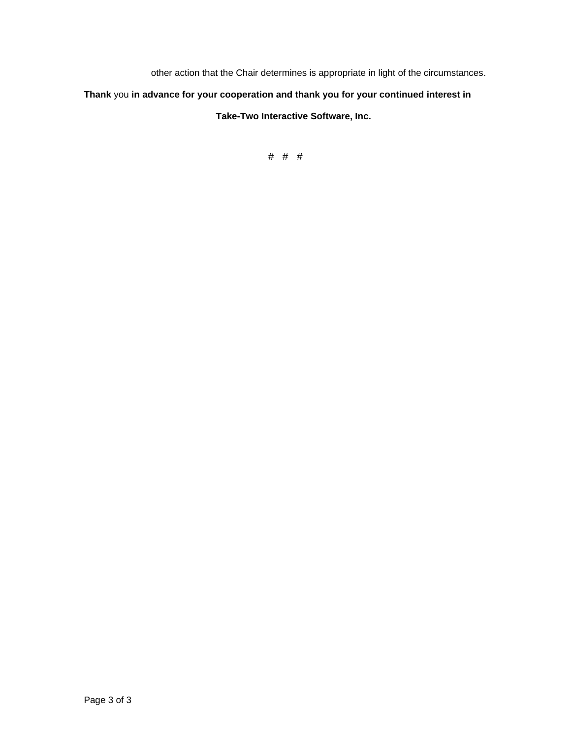other action that the Chair determines is appropriate in light of the circumstances.

**Thank** you **in advance for your cooperation and thank you for your continued interest in**

**Take-Two Interactive Software, Inc.**

# # #